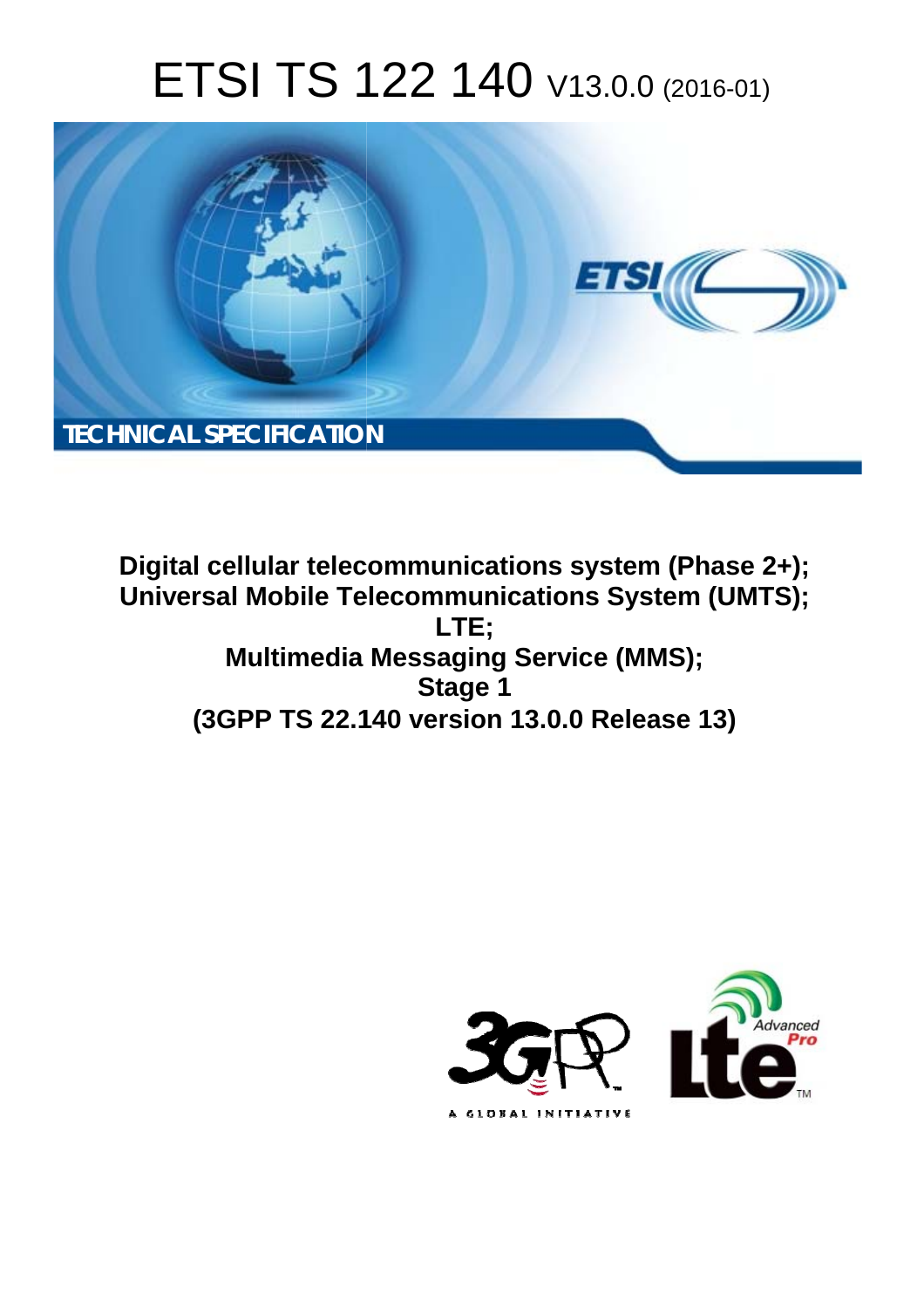# ETSI TS 122 140 V13.0.0 (2016-01)

TECHNICAL SPECIFICATION

**Digital cellular telecommunications system (Phase 2+);**
**Universal Mobile Telecommunications System (UMTS);**
**LTE;**
**Multimedia Messaging Service (MMS);**
**Stage 1**
**(3GPP TS 22.140 version 13.0.0 Release 13)**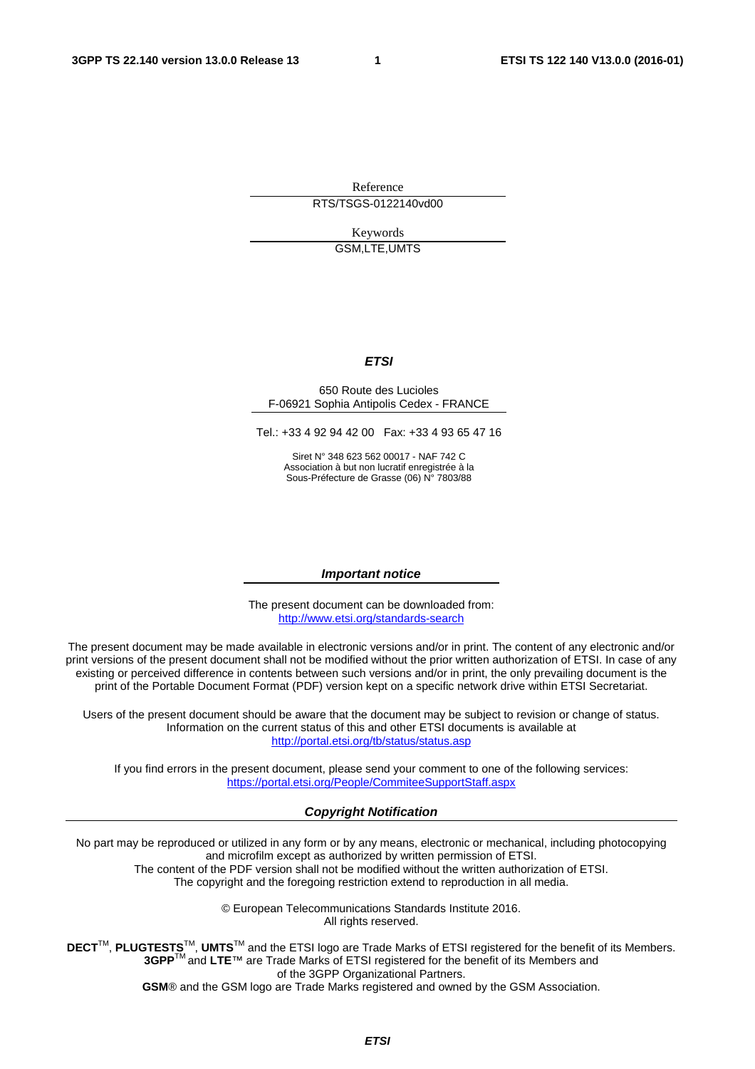Reference

RTS/TSGS-0122140vd00

Keywords

GSM,LTE,UMTS

***ETSI***

650 Route des Lucioles
F-06921 Sophia Antipolis Cedex - FRANCE

Tel.: +33 4 92 94 42 00 Fax: +33 4 93 65 47 16

Siret N° 348 623 562 00017 - NAF 742 C
Association à but non lucratif enregistrée à la
Sous-Préfecture de Grasse (06) N° 7803/88

***Important notice***

The present document can be downloaded from:
http://www.etsi.org/standards-search

The present document may be made available in electronic versions and/or in print. The content of any electronic and/or print versions of the present document shall not be modified without the prior written authorization of ETSI. In case of any existing or perceived difference in contents between such versions and/or in print, the only prevailing document is the print of the Portable Document Format (PDF) version kept on a specific network drive within ETSI Secretariat.

Users of the present document should be aware that the document may be subject to revision or change of status. Information on the current status of this and other ETSI documents is available at
http://portal.etsi.org/tb/status/status.asp

If you find errors in the present document, please send your comment to one of the following services:
https://portal.etsi.org/People/CommiteeSupportStaff.aspx

***Copyright Notification***

No part may be reproduced or utilized in any form or by any means, electronic or mechanical, including photocopying and microfilm except as authorized by written permission of ETSI.
The content of the PDF version shall not be modified without the written authorization of ETSI.
The copyright and the foregoing restriction extend to reproduction in all media.

© European Telecommunications Standards Institute 2016.
All rights reserved.

**DECT**™, **PLUGTESTS**™, **UMTS**™ and the ETSI logo are Trade Marks of ETSI registered for the benefit of its Members.
**3GPP**™ and **LTE**™ are Trade Marks of ETSI registered for the benefit of its Members and of the 3GPP Organizational Partners.
**GSM**® and the GSM logo are Trade Marks registered and owned by the GSM Association.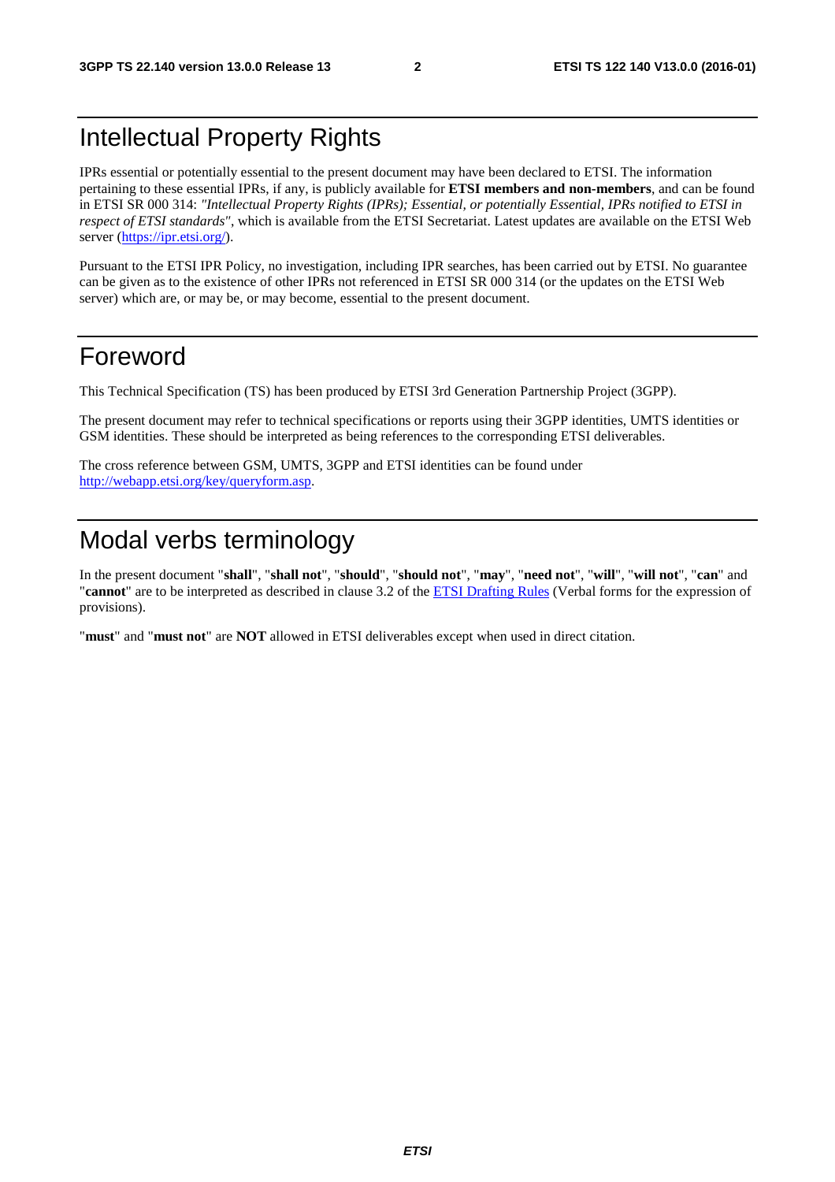# Intellectual Property Rights

IPRs essential or potentially essential to the present document may have been declared to ETSI. The information pertaining to these essential IPRs, if any, is publicly available for **ETSI members and non-members**, and can be found in ETSI SR 000 314: *"Intellectual Property Rights (IPRs); Essential, or potentially Essential, IPRs notified to ETSI in respect of ETSI standards"*, which is available from the ETSI Secretariat. Latest updates are available on the ETSI Web server (https://ipr.etsi.org/).

Pursuant to the ETSI IPR Policy, no investigation, including IPR searches, has been carried out by ETSI. No guarantee can be given as to the existence of other IPRs not referenced in ETSI SR 000 314 (or the updates on the ETSI Web server) which are, or may be, or may become, essential to the present document.

# Foreword

This Technical Specification (TS) has been produced by ETSI 3rd Generation Partnership Project (3GPP).

The present document may refer to technical specifications or reports using their 3GPP identities, UMTS identities or GSM identities. These should be interpreted as being references to the corresponding ETSI deliverables.

The cross reference between GSM, UMTS, 3GPP and ETSI identities can be found under http://webapp.etsi.org/key/queryform.asp.

# Modal verbs terminology

In the present document "**shall**", "**shall not**", "**should**", "**should not**", "**may**", "**need not**", "**will**", "**will not**", "**can**" and "**cannot**" are to be interpreted as described in clause 3.2 of the ETSI Drafting Rules (Verbal forms for the expression of provisions).

"**must**" and "**must not**" are **NOT** allowed in ETSI deliverables except when used in direct citation.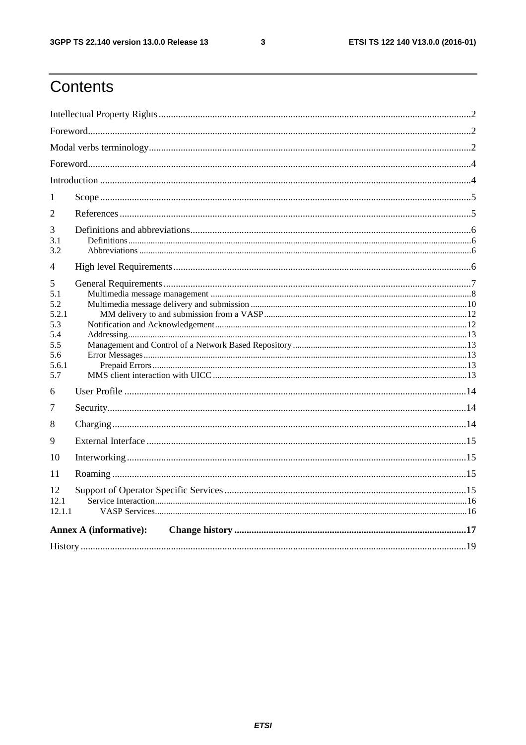# Contents

Intellectual Property Rights ........................................................ 2

Foreword ........................................................ 2

Modal verbs terminology ........................................................ 2

Foreword ........................................................ 4

Introduction ........................................................ 4

1 Scope ........................................................ 5

2 References ........................................................ 5

3 Definitions and abbreviations ........................................................ 6

3.1 Definitions ........................................................ 6

3.2 Abbreviations ........................................................ 6

4 High level Requirements ........................................................ 6

5 General Requirements ........................................................ 7

5.1 Multimedia message management ........................................................ 8

5.2 Multimedia message delivery and submission ........................................................ 10

5.2.1 MM delivery to and submission from a VASP ........................................................ 12

5.3 Notification and Acknowledgement ........................................................ 12

5.4 Addressing ........................................................ 13

5.5 Management and Control of a Network Based Repository ........................................................ 13

5.6 Error Messages ........................................................ 13

5.6.1 Prepaid Errors ........................................................ 13

5.7 MMS client interaction with UICC ........................................................ 13

6 User Profile ........................................................ 14

7 Security ........................................................ 14

8 Charging ........................................................ 14

9 External Interface ........................................................ 15

10 Interworking ........................................................ 15

11 Roaming ........................................................ 15

12 Support of Operator Specific Services ........................................................ 15

12.1 Service Interaction ........................................................ 16

12.1.1 VASP Services ........................................................ 16

**Annex A (informative): Change history ........................................................ 17**

History ........................................................ 19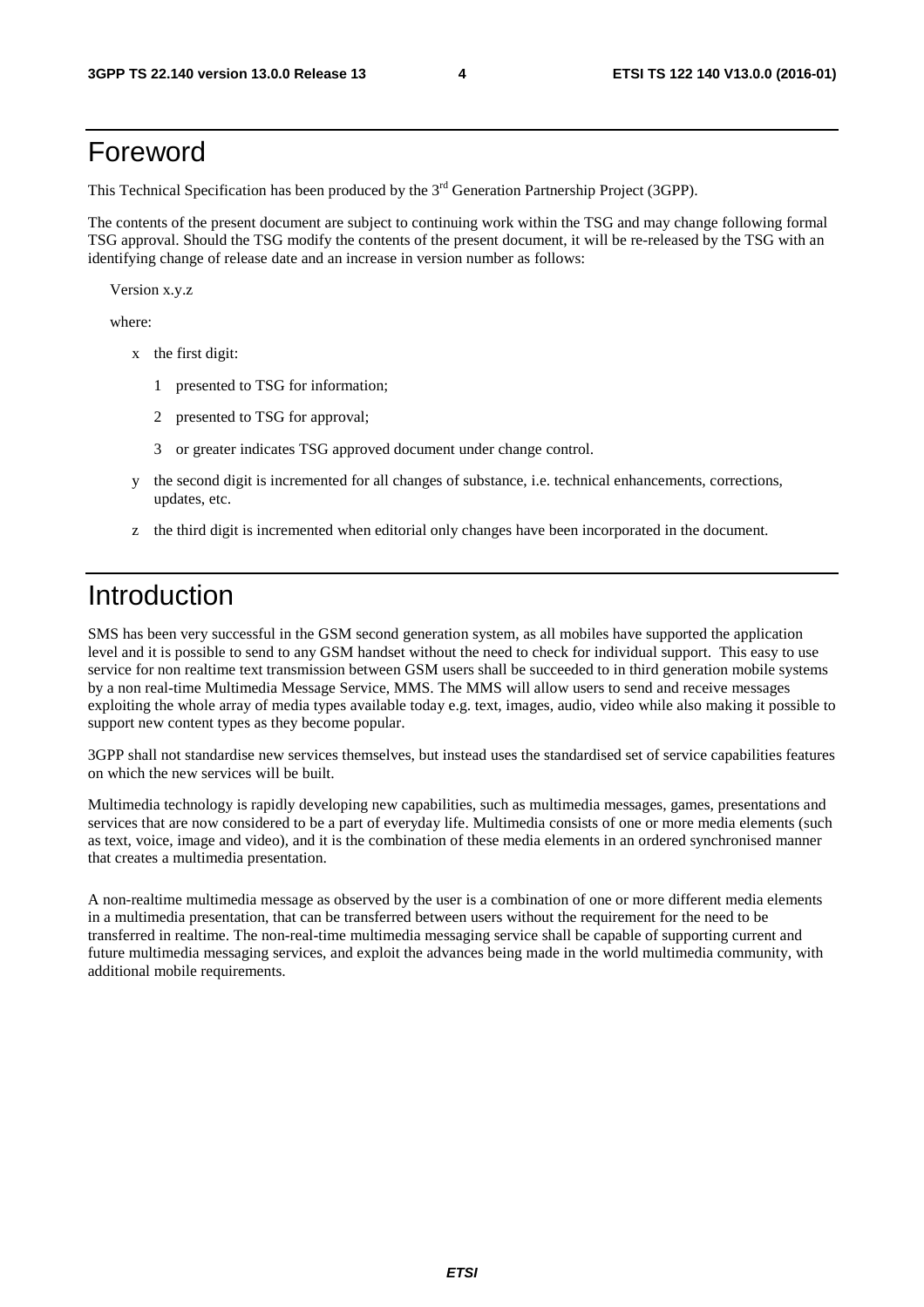# Foreword

This Technical Specification has been produced by the 3rd Generation Partnership Project (3GPP).

The contents of the present document are subject to continuing work within the TSG and may change following formal TSG approval. Should the TSG modify the contents of the present document, it will be re-released by the TSG with an identifying change of release date and an increase in version number as follows:

Version x.y.z

where:

- x the first digit:
  - 1 presented to TSG for information;
  - 2 presented to TSG for approval;
  - 3 or greater indicates TSG approved document under change control.
- y the second digit is incremented for all changes of substance, i.e. technical enhancements, corrections, updates, etc.
- z the third digit is incremented when editorial only changes have been incorporated in the document.

# Introduction

SMS has been very successful in the GSM second generation system, as all mobiles have supported the application level and it is possible to send to any GSM handset without the need to check for individual support. This easy to use service for non realtime text transmission between GSM users shall be succeeded to in third generation mobile systems by a non real-time Multimedia Message Service, MMS. The MMS will allow users to send and receive messages exploiting the whole array of media types available today e.g. text, images, audio, video while also making it possible to support new content types as they become popular.

3GPP shall not standardise new services themselves, but instead uses the standardised set of service capabilities features on which the new services will be built.

Multimedia technology is rapidly developing new capabilities, such as multimedia messages, games, presentations and services that are now considered to be a part of everyday life. Multimedia consists of one or more media elements (such as text, voice, image and video), and it is the combination of these media elements in an ordered synchronised manner that creates a multimedia presentation.

A non-realtime multimedia message as observed by the user is a combination of one or more different media elements in a multimedia presentation, that can be transferred between users without the requirement for the need to be transferred in realtime. The non-real-time multimedia messaging service shall be capable of supporting current and future multimedia messaging services, and exploit the advances being made in the world multimedia community, with additional mobile requirements.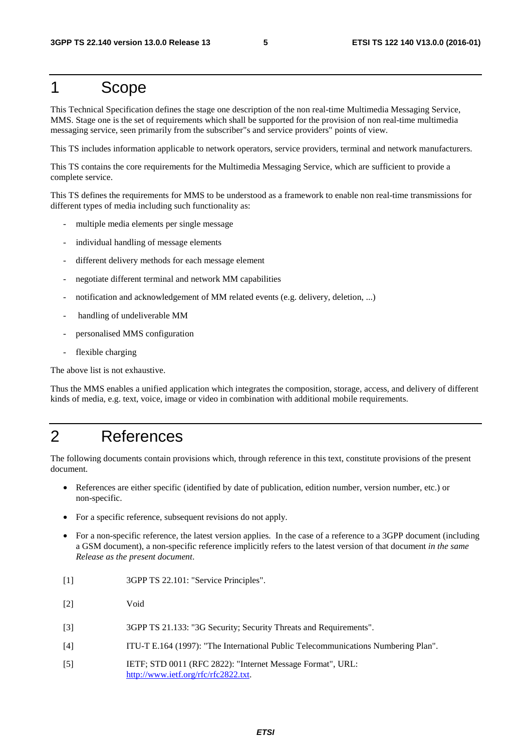# 1 Scope

This Technical Specification defines the stage one description of the non real-time Multimedia Messaging Service, MMS. Stage one is the set of requirements which shall be supported for the provision of non real-time multimedia messaging service, seen primarily from the subscriber"s and service providers" points of view.

This TS includes information applicable to network operators, service providers, terminal and network manufacturers.

This TS contains the core requirements for the Multimedia Messaging Service, which are sufficient to provide a complete service.

This TS defines the requirements for MMS to be understood as a framework to enable non real-time transmissions for different types of media including such functionality as:

- multiple media elements per single message
- individual handling of message elements
- different delivery methods for each message element
- negotiate different terminal and network MM capabilities
- notification and acknowledgement of MM related events (e.g. delivery, deletion, ...)
- handling of undeliverable MM
- personalised MMS configuration
- flexible charging

The above list is not exhaustive.

Thus the MMS enables a unified application which integrates the composition, storage, access, and delivery of different kinds of media, e.g. text, voice, image or video in combination with additional mobile requirements.

# 2 References

The following documents contain provisions which, through reference in this text, constitute provisions of the present document.

- References are either specific (identified by date of publication, edition number, version number, etc.) or non-specific.
- For a specific reference, subsequent revisions do not apply.
- For a non-specific reference, the latest version applies. In the case of a reference to a 3GPP document (including a GSM document), a non-specific reference implicitly refers to the latest version of that document *in the same Release as the present document*.

[1] 3GPP TS 22.101: "Service Principles".

[2] Void

[3] 3GPP TS 21.133: "3G Security; Security Threats and Requirements".

[4] ITU-T E.164 (1997): "The International Public Telecommunications Numbering Plan".

[5] IETF; STD 0011 (RFC 2822): "Internet Message Format", URL: http://www.ietf.org/rfc/rfc2822.txt.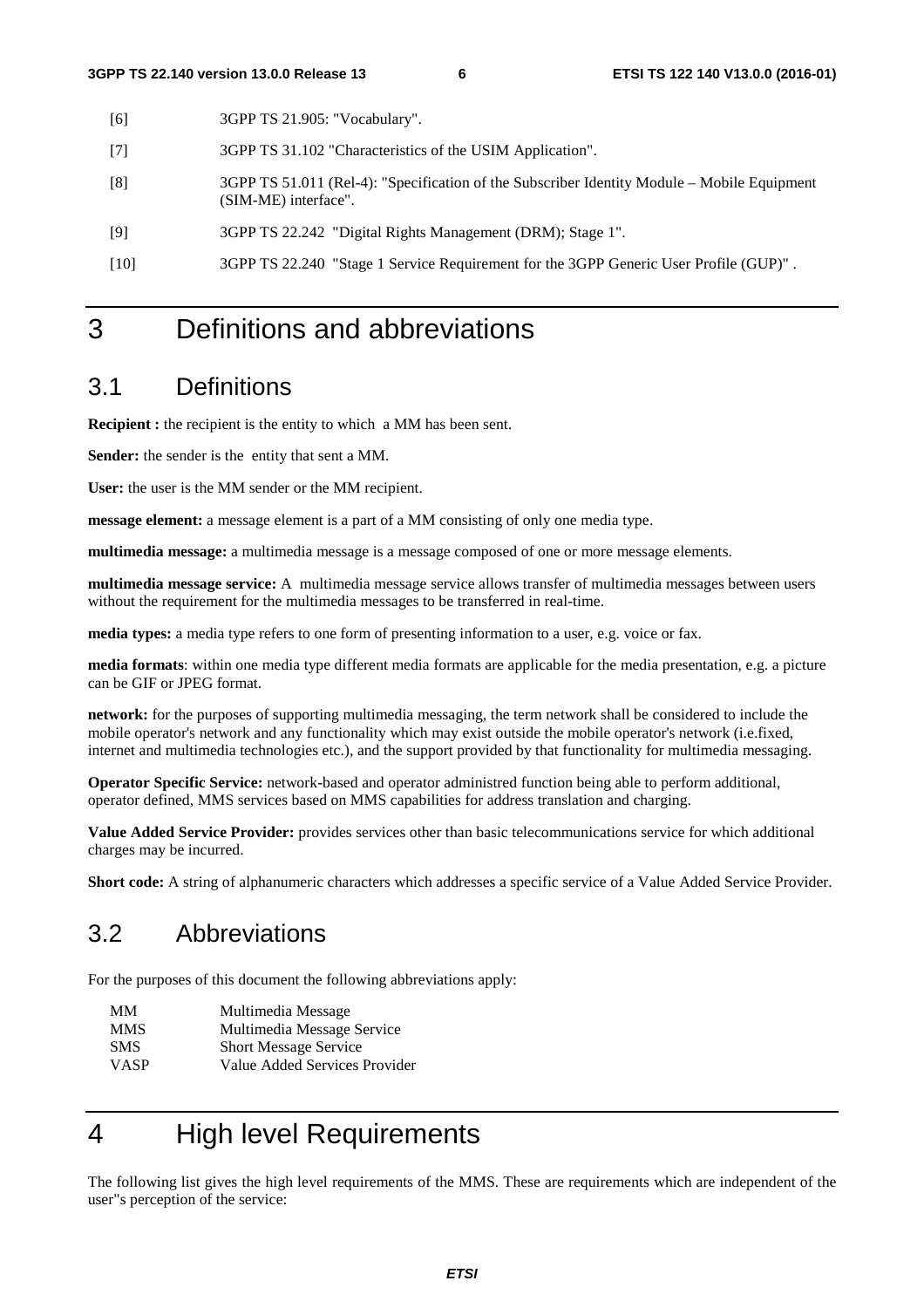[6] 3GPP TS 21.905: "Vocabulary".

[7] 3GPP TS 31.102 "Characteristics of the USIM Application".

[8] 3GPP TS 51.011 (Rel-4): "Specification of the Subscriber Identity Module – Mobile Equipment (SIM-ME) interface".

[9] 3GPP TS 22.242 "Digital Rights Management (DRM); Stage 1".

[10] 3GPP TS 22.240 "Stage 1 Service Requirement for the 3GPP Generic User Profile (GUP)" .

# 3 Definitions and abbreviations

## 3.1 Definitions

**Recipient :** the recipient is the entity to which a MM has been sent.

**Sender:** the sender is the entity that sent a MM.

**User:** the user is the MM sender or the MM recipient.

**message element:** a message element is a part of a MM consisting of only one media type.

**multimedia message:** a multimedia message is a message composed of one or more message elements.

**multimedia message service:** A multimedia message service allows transfer of multimedia messages between users without the requirement for the multimedia messages to be transferred in real-time.

**media types:** a media type refers to one form of presenting information to a user, e.g. voice or fax.

**media formats**: within one media type different media formats are applicable for the media presentation, e.g. a picture can be GIF or JPEG format.

**network:** for the purposes of supporting multimedia messaging, the term network shall be considered to include the mobile operator's network and any functionality which may exist outside the mobile operator's network (i.e.fixed, internet and multimedia technologies etc.), and the support provided by that functionality for multimedia messaging.

**Operator Specific Service:** network-based and operator administred function being able to perform additional, operator defined, MMS services based on MMS capabilities for address translation and charging.

**Value Added Service Provider:** provides services other than basic telecommunications service for which additional charges may be incurred.

**Short code:** A string of alphanumeric characters which addresses a specific service of a Value Added Service Provider.

## 3.2 Abbreviations

For the purposes of this document the following abbreviations apply:

| | |
|---|---|
| MM | Multimedia Message |
| MMS | Multimedia Message Service |
| SMS | Short Message Service |
| VASP | Value Added Services Provider |

# 4 High level Requirements

The following list gives the high level requirements of the MMS. These are requirements which are independent of the user"s perception of the service: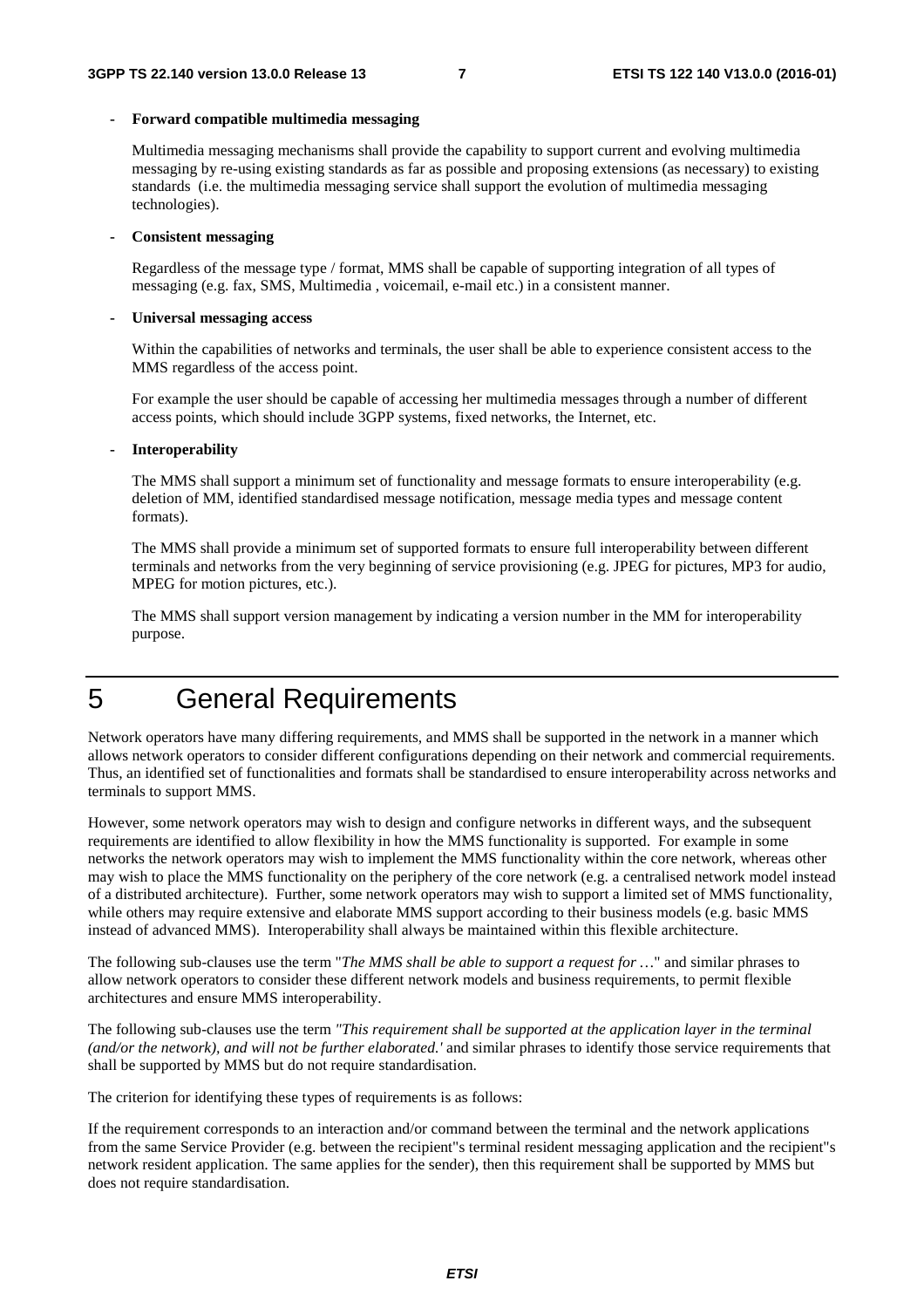- **Forward compatible multimedia messaging**

  Multimedia messaging mechanisms shall provide the capability to support current and evolving multimedia messaging by re-using existing standards as far as possible and proposing extensions (as necessary) to existing standards (i.e. the multimedia messaging service shall support the evolution of multimedia messaging technologies).

- **Consistent messaging**

  Regardless of the message type / format, MMS shall be capable of supporting integration of all types of messaging (e.g. fax, SMS, Multimedia , voicemail, e-mail etc.) in a consistent manner.

- **Universal messaging access**

  Within the capabilities of networks and terminals, the user shall be able to experience consistent access to the MMS regardless of the access point.

  For example the user should be capable of accessing her multimedia messages through a number of different access points, which should include 3GPP systems, fixed networks, the Internet, etc.

- **Interoperability**

  The MMS shall support a minimum set of functionality and message formats to ensure interoperability (e.g. deletion of MM, identified standardised message notification, message media types and message content formats).

  The MMS shall provide a minimum set of supported formats to ensure full interoperability between different terminals and networks from the very beginning of service provisioning (e.g. JPEG for pictures, MP3 for audio, MPEG for motion pictures, etc.).

  The MMS shall support version management by indicating a version number in the MM for interoperability purpose.

# 5 General Requirements

Network operators have many differing requirements, and MMS shall be supported in the network in a manner which allows network operators to consider different configurations depending on their network and commercial requirements. Thus, an identified set of functionalities and formats shall be standardised to ensure interoperability across networks and terminals to support MMS.

However, some network operators may wish to design and configure networks in different ways, and the subsequent requirements are identified to allow flexibility in how the MMS functionality is supported. For example in some networks the network operators may wish to implement the MMS functionality within the core network, whereas other may wish to place the MMS functionality on the periphery of the core network (e.g. a centralised network model instead of a distributed architecture). Further, some network operators may wish to support a limited set of MMS functionality, while others may require extensive and elaborate MMS support according to their business models (e.g. basic MMS instead of advanced MMS). Interoperability shall always be maintained within this flexible architecture.

The following sub-clauses use the term "*The MMS shall be able to support a request for …*" and similar phrases to allow network operators to consider these different network models and business requirements, to permit flexible architectures and ensure MMS interoperability.

The following sub-clauses use the term *"This requirement shall be supported at the application layer in the terminal (and/or the network), and will not be further elaborated.'* and similar phrases to identify those service requirements that shall be supported by MMS but do not require standardisation.

The criterion for identifying these types of requirements is as follows:

If the requirement corresponds to an interaction and/or command between the terminal and the network applications from the same Service Provider (e.g. between the recipient"s terminal resident messaging application and the recipient"s network resident application. The same applies for the sender), then this requirement shall be supported by MMS but does not require standardisation.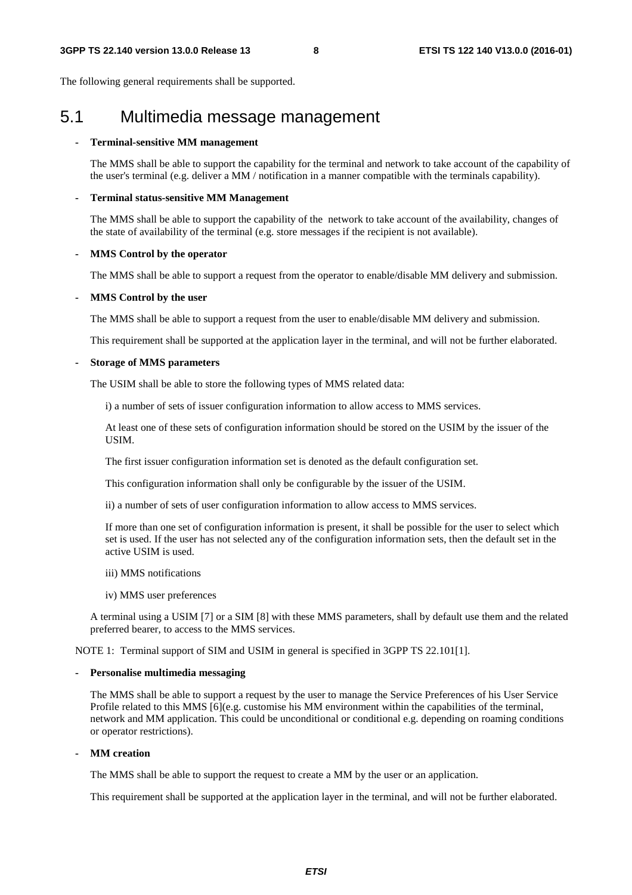The following general requirements shall be supported.

## 5.1 Multimedia message management

- **Terminal-sensitive MM management**

  The MMS shall be able to support the capability for the terminal and network to take account of the capability of the user's terminal (e.g. deliver a MM / notification in a manner compatible with the terminals capability).

- **Terminal status-sensitive MM Management**

  The MMS shall be able to support the capability of the network to take account of the availability, changes of the state of availability of the terminal (e.g. store messages if the recipient is not available).

- **MMS Control by the operator**

  The MMS shall be able to support a request from the operator to enable/disable MM delivery and submission.

- **MMS Control by the user**

  The MMS shall be able to support a request from the user to enable/disable MM delivery and submission.

  This requirement shall be supported at the application layer in the terminal, and will not be further elaborated.

- **Storage of MMS parameters**

  The USIM shall be able to store the following types of MMS related data:

  i) a number of sets of issuer configuration information to allow access to MMS services.

  At least one of these sets of configuration information should be stored on the USIM by the issuer of the USIM.

  The first issuer configuration information set is denoted as the default configuration set.

  This configuration information shall only be configurable by the issuer of the USIM.

  ii) a number of sets of user configuration information to allow access to MMS services.

  If more than one set of configuration information is present, it shall be possible for the user to select which set is used. If the user has not selected any of the configuration information sets, then the default set in the active USIM is used.

  iii) MMS notifications

  iv) MMS user preferences

  A terminal using a USIM [7] or a SIM [8] with these MMS parameters, shall by default use them and the related preferred bearer, to access to the MMS services.

NOTE 1: Terminal support of SIM and USIM in general is specified in 3GPP TS 22.101[1].

- **Personalise multimedia messaging**

  The MMS shall be able to support a request by the user to manage the Service Preferences of his User Service Profile related to this MMS [6](e.g. customise his MM environment within the capabilities of the terminal, network and MM application. This could be unconditional or conditional e.g. depending on roaming conditions or operator restrictions).

- **MM creation**

  The MMS shall be able to support the request to create a MM by the user or an application.

  This requirement shall be supported at the application layer in the terminal, and will not be further elaborated.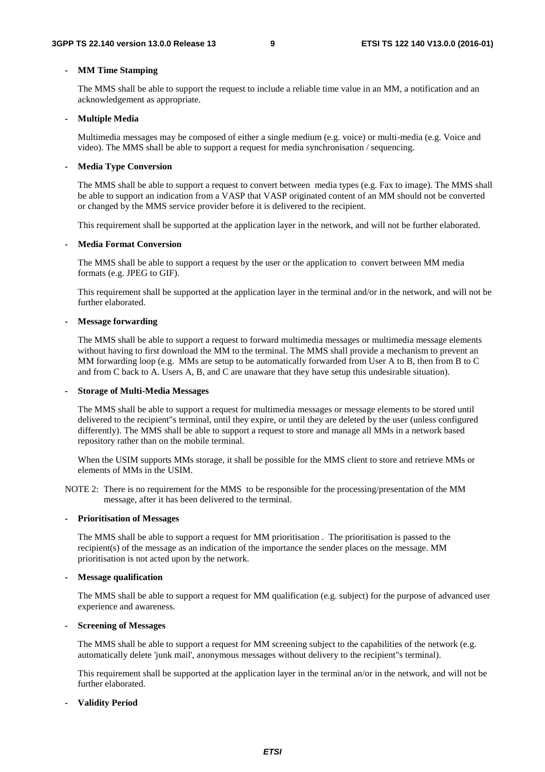- **MM Time Stamping**

  The MMS shall be able to support the request to include a reliable time value in an MM, a notification and an acknowledgement as appropriate.

- **Multiple Media**

  Multimedia messages may be composed of either a single medium (e.g. voice) or multi-media (e.g. Voice and video). The MMS shall be able to support a request for media synchronisation / sequencing.

- **Media Type Conversion**

  The MMS shall be able to support a request to convert between media types (e.g. Fax to image). The MMS shall be able to support an indication from a VASP that VASP originated content of an MM should not be converted or changed by the MMS service provider before it is delivered to the recipient.

  This requirement shall be supported at the application layer in the network, and will not be further elaborated.

- **Media Format Conversion**

  The MMS shall be able to support a request by the user or the application to convert between MM media formats (e.g. JPEG to GIF).

  This requirement shall be supported at the application layer in the terminal and/or in the network, and will not be further elaborated.

- **Message forwarding**

  The MMS shall be able to support a request to forward multimedia messages or multimedia message elements without having to first download the MM to the terminal. The MMS shall provide a mechanism to prevent an MM forwarding loop (e.g. MMs are setup to be automatically forwarded from User A to B, then from B to C and from C back to A. Users A, B, and C are unaware that they have setup this undesirable situation).

- **Storage of Multi-Media Messages**

  The MMS shall be able to support a request for multimedia messages or message elements to be stored until delivered to the recipient"s terminal, until they expire, or until they are deleted by the user (unless configured differently). The MMS shall be able to support a request to store and manage all MMs in a network based repository rather than on the mobile terminal.

  When the USIM supports MMs storage, it shall be possible for the MMS client to store and retrieve MMs or elements of MMs in the USIM.

NOTE 2: There is no requirement for the MMS to be responsible for the processing/presentation of the MM message, after it has been delivered to the terminal.

- **Prioritisation of Messages**

  The MMS shall be able to support a request for MM prioritisation . The prioritisation is passed to the recipient(s) of the message as an indication of the importance the sender places on the message. MM prioritisation is not acted upon by the network.

- **Message qualification**

  The MMS shall be able to support a request for MM qualification (e.g. subject) for the purpose of advanced user experience and awareness.

- **Screening of Messages**

  The MMS shall be able to support a request for MM screening subject to the capabilities of the network (e.g. automatically delete 'junk mail', anonymous messages without delivery to the recipient"s terminal).

  This requirement shall be supported at the application layer in the terminal an/or in the network, and will not be further elaborated.

- **Validity Period**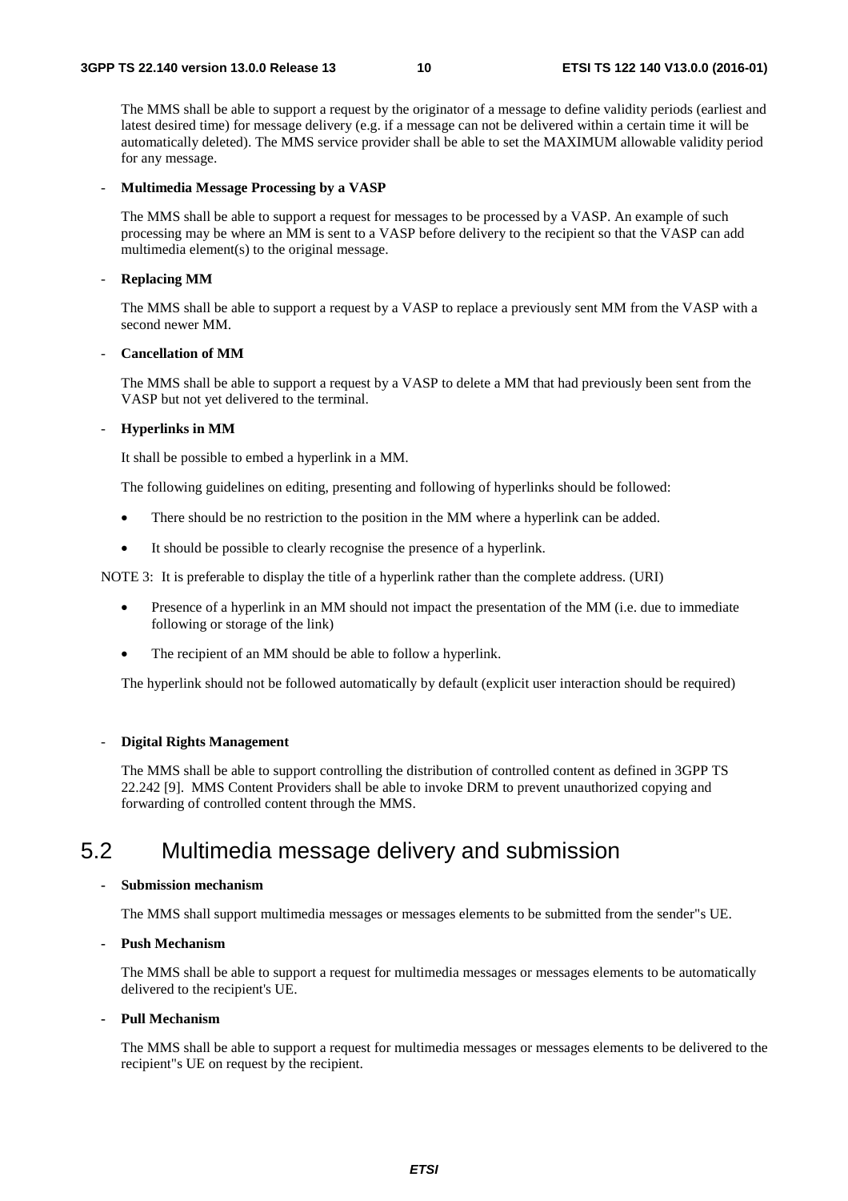The MMS shall be able to support a request by the originator of a message to define validity periods (earliest and latest desired time) for message delivery (e.g. if a message can not be delivered within a certain time it will be automatically deleted). The MMS service provider shall be able to set the MAXIMUM allowable validity period for any message.

- **Multimedia Message Processing by a VASP**

  The MMS shall be able to support a request for messages to be processed by a VASP. An example of such processing may be where an MM is sent to a VASP before delivery to the recipient so that the VASP can add multimedia element(s) to the original message.

- **Replacing MM**

  The MMS shall be able to support a request by a VASP to replace a previously sent MM from the VASP with a second newer MM.

- **Cancellation of MM**

  The MMS shall be able to support a request by a VASP to delete a MM that had previously been sent from the VASP but not yet delivered to the terminal.

- **Hyperlinks in MM**

  It shall be possible to embed a hyperlink in a MM.

  The following guidelines on editing, presenting and following of hyperlinks should be followed:

  - There should be no restriction to the position in the MM where a hyperlink can be added.
  - It should be possible to clearly recognise the presence of a hyperlink.

NOTE 3: It is preferable to display the title of a hyperlink rather than the complete address. (URI)

  - Presence of a hyperlink in an MM should not impact the presentation of the MM (i.e. due to immediate following or storage of the link)
  - The recipient of an MM should be able to follow a hyperlink.

  The hyperlink should not be followed automatically by default (explicit user interaction should be required)

- **Digital Rights Management**

  The MMS shall be able to support controlling the distribution of controlled content as defined in 3GPP TS 22.242 [9]. MMS Content Providers shall be able to invoke DRM to prevent unauthorized copying and forwarding of controlled content through the MMS.

## 5.2 Multimedia message delivery and submission

- **Submission mechanism**

  The MMS shall support multimedia messages or messages elements to be submitted from the sender"s UE.

- **Push Mechanism**

  The MMS shall be able to support a request for multimedia messages or messages elements to be automatically delivered to the recipient's UE.

- **Pull Mechanism**

  The MMS shall be able to support a request for multimedia messages or messages elements to be delivered to the recipient"s UE on request by the recipient.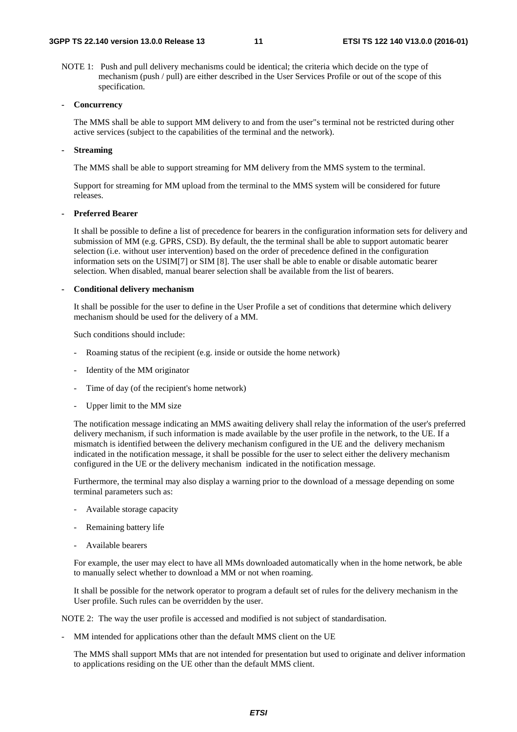NOTE 1: Push and pull delivery mechanisms could be identical; the criteria which decide on the type of mechanism (push / pull) are either described in the User Services Profile or out of the scope of this specification.

- **Concurrency**

  The MMS shall be able to support MM delivery to and from the user"s terminal not be restricted during other active services (subject to the capabilities of the terminal and the network).

- **Streaming**

  The MMS shall be able to support streaming for MM delivery from the MMS system to the terminal.

  Support for streaming for MM upload from the terminal to the MMS system will be considered for future releases.

- **Preferred Bearer**

  It shall be possible to define a list of precedence for bearers in the configuration information sets for delivery and submission of MM (e.g. GPRS, CSD). By default, the the terminal shall be able to support automatic bearer selection (i.e. without user intervention) based on the order of precedence defined in the configuration information sets on the USIM[7] or SIM [8]. The user shall be able to enable or disable automatic bearer selection. When disabled, manual bearer selection shall be available from the list of bearers.

- **Conditional delivery mechanism**

  It shall be possible for the user to define in the User Profile a set of conditions that determine which delivery mechanism should be used for the delivery of a MM.

  Such conditions should include:

  - Roaming status of the recipient (e.g. inside or outside the home network)
  - Identity of the MM originator
  - Time of day (of the recipient's home network)
  - Upper limit to the MM size

  The notification message indicating an MMS awaiting delivery shall relay the information of the user's preferred delivery mechanism, if such information is made available by the user profile in the network, to the UE. If a mismatch is identified between the delivery mechanism configured in the UE and the delivery mechanism indicated in the notification message, it shall be possible for the user to select either the delivery mechanism configured in the UE or the delivery mechanism indicated in the notification message.

  Furthermore, the terminal may also display a warning prior to the download of a message depending on some terminal parameters such as:

  - Available storage capacity
  - Remaining battery life
  - Available bearers

  For example, the user may elect to have all MMs downloaded automatically when in the home network, be able to manually select whether to download a MM or not when roaming.

  It shall be possible for the network operator to program a default set of rules for the delivery mechanism in the User profile. Such rules can be overridden by the user.

NOTE 2: The way the user profile is accessed and modified is not subject of standardisation.

- MM intended for applications other than the default MMS client on the UE

  The MMS shall support MMs that are not intended for presentation but used to originate and deliver information to applications residing on the UE other than the default MMS client.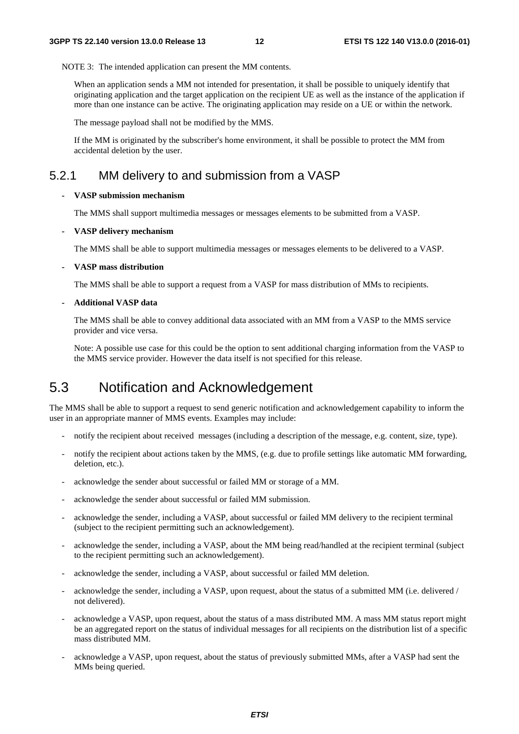NOTE 3: The intended application can present the MM contents.

When an application sends a MM not intended for presentation, it shall be possible to uniquely identify that originating application and the target application on the recipient UE as well as the instance of the application if more than one instance can be active. The originating application may reside on a UE or within the network.

The message payload shall not be modified by the MMS.

If the MM is originated by the subscriber's home environment, it shall be possible to protect the MM from accidental deletion by the user.

### 5.2.1 MM delivery to and submission from a VASP

- **VASP submission mechanism**

  The MMS shall support multimedia messages or messages elements to be submitted from a VASP.

- **VASP delivery mechanism**

  The MMS shall be able to support multimedia messages or messages elements to be delivered to a VASP.

- **VASP mass distribution**

  The MMS shall be able to support a request from a VASP for mass distribution of MMs to recipients.

- **Additional VASP data**

  The MMS shall be able to convey additional data associated with an MM from a VASP to the MMS service provider and vice versa.

  Note: A possible use case for this could be the option to sent additional charging information from the VASP to the MMS service provider. However the data itself is not specified for this release.

## 5.3 Notification and Acknowledgement

The MMS shall be able to support a request to send generic notification and acknowledgement capability to inform the user in an appropriate manner of MMS events. Examples may include:

- notify the recipient about received messages (including a description of the message, e.g. content, size, type).
- notify the recipient about actions taken by the MMS, (e.g. due to profile settings like automatic MM forwarding, deletion, etc.).
- acknowledge the sender about successful or failed MM or storage of a MM.
- acknowledge the sender about successful or failed MM submission.
- acknowledge the sender, including a VASP, about successful or failed MM delivery to the recipient terminal (subject to the recipient permitting such an acknowledgement).
- acknowledge the sender, including a VASP, about the MM being read/handled at the recipient terminal (subject to the recipient permitting such an acknowledgement).
- acknowledge the sender, including a VASP, about successful or failed MM deletion.
- acknowledge the sender, including a VASP, upon request, about the status of a submitted MM (i.e. delivered / not delivered).
- acknowledge a VASP, upon request, about the status of a mass distributed MM. A mass MM status report might be an aggregated report on the status of individual messages for all recipients on the distribution list of a specific mass distributed MM.
- acknowledge a VASP, upon request, about the status of previously submitted MMs, after a VASP had sent the MMs being queried.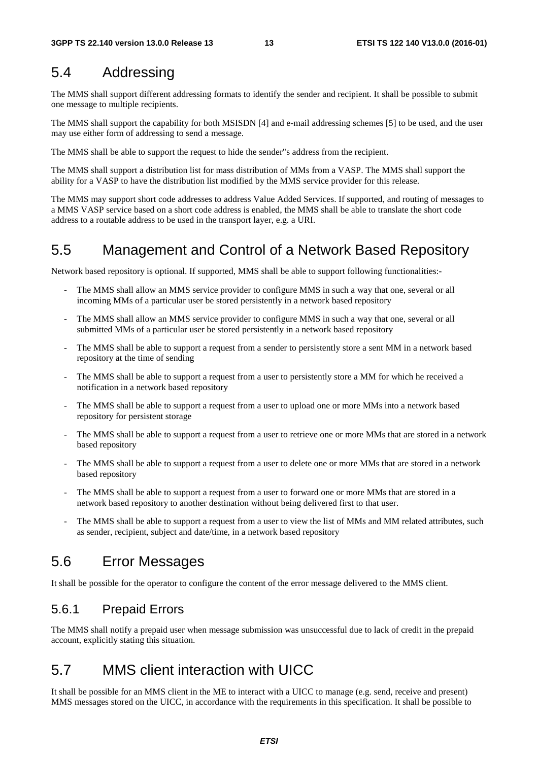## 5.4 Addressing

The MMS shall support different addressing formats to identify the sender and recipient. It shall be possible to submit one message to multiple recipients.

The MMS shall support the capability for both MSISDN [4] and e-mail addressing schemes [5] to be used, and the user may use either form of addressing to send a message.

The MMS shall be able to support the request to hide the sender"s address from the recipient.

The MMS shall support a distribution list for mass distribution of MMs from a VASP. The MMS shall support the ability for a VASP to have the distribution list modified by the MMS service provider for this release.

The MMS may support short code addresses to address Value Added Services. If supported, and routing of messages to a MMS VASP service based on a short code address is enabled, the MMS shall be able to translate the short code address to a routable address to be used in the transport layer, e.g. a URI.

## 5.5 Management and Control of a Network Based Repository

Network based repository is optional. If supported, MMS shall be able to support following functionalities:-

- The MMS shall allow an MMS service provider to configure MMS in such a way that one, several or all incoming MMs of a particular user be stored persistently in a network based repository
- The MMS shall allow an MMS service provider to configure MMS in such a way that one, several or all submitted MMs of a particular user be stored persistently in a network based repository
- The MMS shall be able to support a request from a sender to persistently store a sent MM in a network based repository at the time of sending
- The MMS shall be able to support a request from a user to persistently store a MM for which he received a notification in a network based repository
- The MMS shall be able to support a request from a user to upload one or more MMs into a network based repository for persistent storage
- The MMS shall be able to support a request from a user to retrieve one or more MMs that are stored in a network based repository
- The MMS shall be able to support a request from a user to delete one or more MMs that are stored in a network based repository
- The MMS shall be able to support a request from a user to forward one or more MMs that are stored in a network based repository to another destination without being delivered first to that user.
- The MMS shall be able to support a request from a user to view the list of MMs and MM related attributes, such as sender, recipient, subject and date/time, in a network based repository

## 5.6 Error Messages

It shall be possible for the operator to configure the content of the error message delivered to the MMS client.

### 5.6.1 Prepaid Errors

The MMS shall notify a prepaid user when message submission was unsuccessful due to lack of credit in the prepaid account, explicitly stating this situation.

## 5.7 MMS client interaction with UICC

It shall be possible for an MMS client in the ME to interact with a UICC to manage (e.g. send, receive and present) MMS messages stored on the UICC, in accordance with the requirements in this specification. It shall be possible to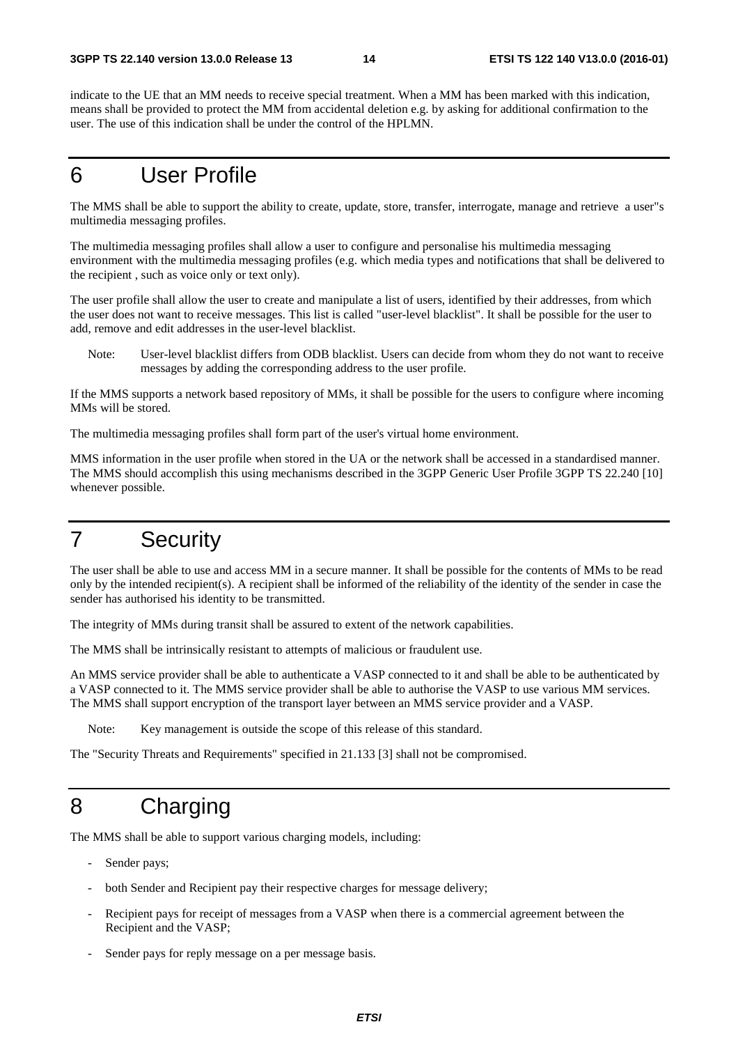indicate to the UE that an MM needs to receive special treatment. When a MM has been marked with this indication, means shall be provided to protect the MM from accidental deletion e.g. by asking for additional confirmation to the user. The use of this indication shall be under the control of the HPLMN.

# 6 User Profile

The MMS shall be able to support the ability to create, update, store, transfer, interrogate, manage and retrieve a user"s multimedia messaging profiles.

The multimedia messaging profiles shall allow a user to configure and personalise his multimedia messaging environment with the multimedia messaging profiles (e.g. which media types and notifications that shall be delivered to the recipient , such as voice only or text only).

The user profile shall allow the user to create and manipulate a list of users, identified by their addresses, from which the user does not want to receive messages. This list is called "user-level blacklist". It shall be possible for the user to add, remove and edit addresses in the user-level blacklist.

Note: User-level blacklist differs from ODB blacklist. Users can decide from whom they do not want to receive messages by adding the corresponding address to the user profile.

If the MMS supports a network based repository of MMs, it shall be possible for the users to configure where incoming MMs will be stored.

The multimedia messaging profiles shall form part of the user's virtual home environment.

MMS information in the user profile when stored in the UA or the network shall be accessed in a standardised manner. The MMS should accomplish this using mechanisms described in the 3GPP Generic User Profile 3GPP TS 22.240 [10] whenever possible.

# 7 Security

The user shall be able to use and access MM in a secure manner. It shall be possible for the contents of MMs to be read only by the intended recipient(s). A recipient shall be informed of the reliability of the identity of the sender in case the sender has authorised his identity to be transmitted.

The integrity of MMs during transit shall be assured to extent of the network capabilities.

The MMS shall be intrinsically resistant to attempts of malicious or fraudulent use.

An MMS service provider shall be able to authenticate a VASP connected to it and shall be able to be authenticated by a VASP connected to it. The MMS service provider shall be able to authorise the VASP to use various MM services. The MMS shall support encryption of the transport layer between an MMS service provider and a VASP.

Note: Key management is outside the scope of this release of this standard.

The "Security Threats and Requirements" specified in 21.133 [3] shall not be compromised.

# 8 Charging

The MMS shall be able to support various charging models, including:

- Sender pays;
- both Sender and Recipient pay their respective charges for message delivery;
- Recipient pays for receipt of messages from a VASP when there is a commercial agreement between the Recipient and the VASP;
- Sender pays for reply message on a per message basis.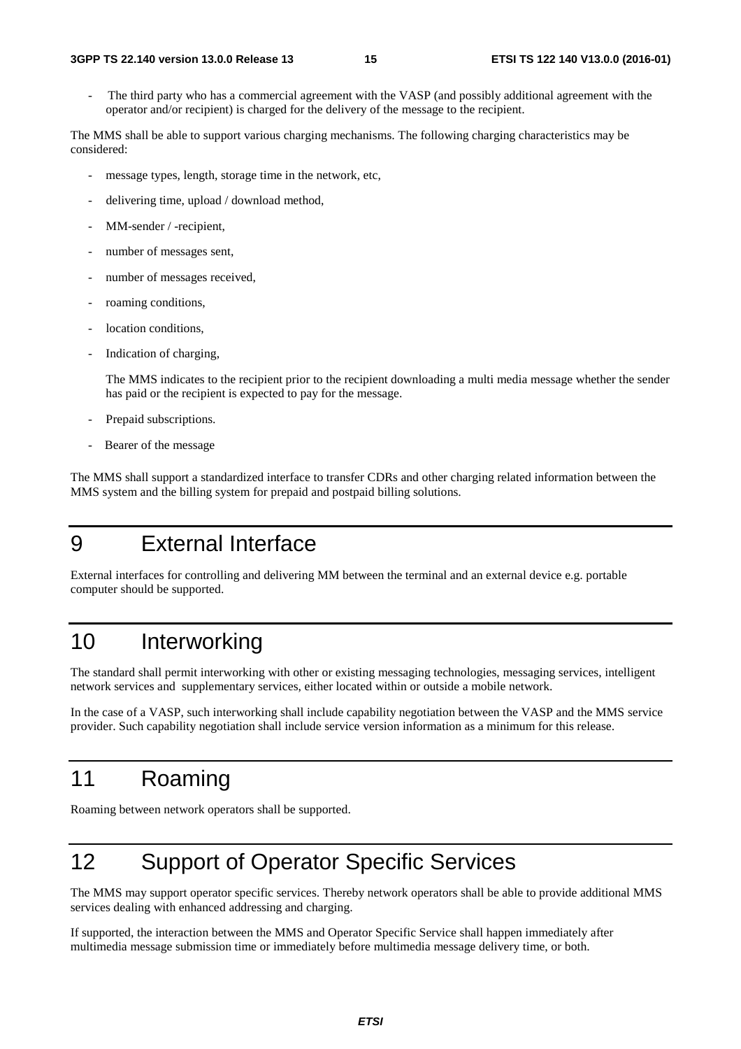- The third party who has a commercial agreement with the VASP (and possibly additional agreement with the operator and/or recipient) is charged for the delivery of the message to the recipient.

The MMS shall be able to support various charging mechanisms. The following charging characteristics may be considered:

- message types, length, storage time in the network, etc,
- delivering time, upload / download method,
- MM-sender / -recipient,
- number of messages sent,
- number of messages received,
- roaming conditions,
- location conditions,
- Indication of charging,

  The MMS indicates to the recipient prior to the recipient downloading a multi media message whether the sender has paid or the recipient is expected to pay for the message.

- Prepaid subscriptions.
- Bearer of the message

The MMS shall support a standardized interface to transfer CDRs and other charging related information between the MMS system and the billing system for prepaid and postpaid billing solutions.

# 9 External Interface

External interfaces for controlling and delivering MM between the terminal and an external device e.g. portable computer should be supported.

# 10 Interworking

The standard shall permit interworking with other or existing messaging technologies, messaging services, intelligent network services and supplementary services, either located within or outside a mobile network.

In the case of a VASP, such interworking shall include capability negotiation between the VASP and the MMS service provider. Such capability negotiation shall include service version information as a minimum for this release.

# 11 Roaming

Roaming between network operators shall be supported.

# 12 Support of Operator Specific Services

The MMS may support operator specific services. Thereby network operators shall be able to provide additional MMS services dealing with enhanced addressing and charging.

If supported, the interaction between the MMS and Operator Specific Service shall happen immediately after multimedia message submission time or immediately before multimedia message delivery time, or both.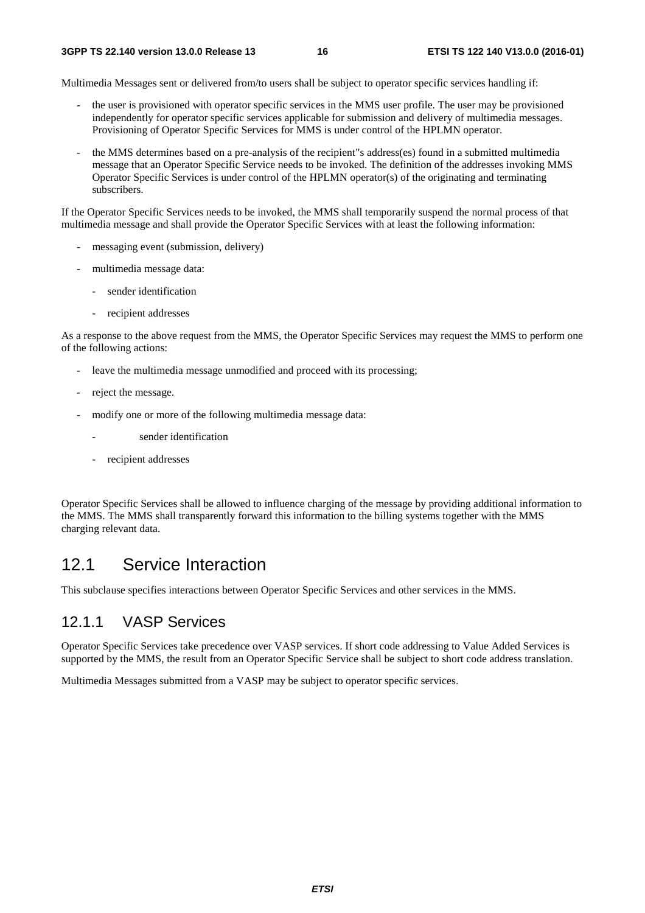Multimedia Messages sent or delivered from/to users shall be subject to operator specific services handling if:

- the user is provisioned with operator specific services in the MMS user profile. The user may be provisioned independently for operator specific services applicable for submission and delivery of multimedia messages. Provisioning of Operator Specific Services for MMS is under control of the HPLMN operator.
- the MMS determines based on a pre-analysis of the recipient"s address(es) found in a submitted multimedia message that an Operator Specific Service needs to be invoked. The definition of the addresses invoking MMS Operator Specific Services is under control of the HPLMN operator(s) of the originating and terminating subscribers.

If the Operator Specific Services needs to be invoked, the MMS shall temporarily suspend the normal process of that multimedia message and shall provide the Operator Specific Services with at least the following information:

- messaging event (submission, delivery)
- multimedia message data:
  - sender identification
  - recipient addresses

As a response to the above request from the MMS, the Operator Specific Services may request the MMS to perform one of the following actions:

- leave the multimedia message unmodified and proceed with its processing;
- reject the message.
- modify one or more of the following multimedia message data:
  - sender identification
  - recipient addresses

Operator Specific Services shall be allowed to influence charging of the message by providing additional information to the MMS. The MMS shall transparently forward this information to the billing systems together with the MMS charging relevant data.

## 12.1 Service Interaction

This subclause specifies interactions between Operator Specific Services and other services in the MMS.

### 12.1.1 VASP Services

Operator Specific Services take precedence over VASP services. If short code addressing to Value Added Services is supported by the MMS, the result from an Operator Specific Service shall be subject to short code address translation.

Multimedia Messages submitted from a VASP may be subject to operator specific services.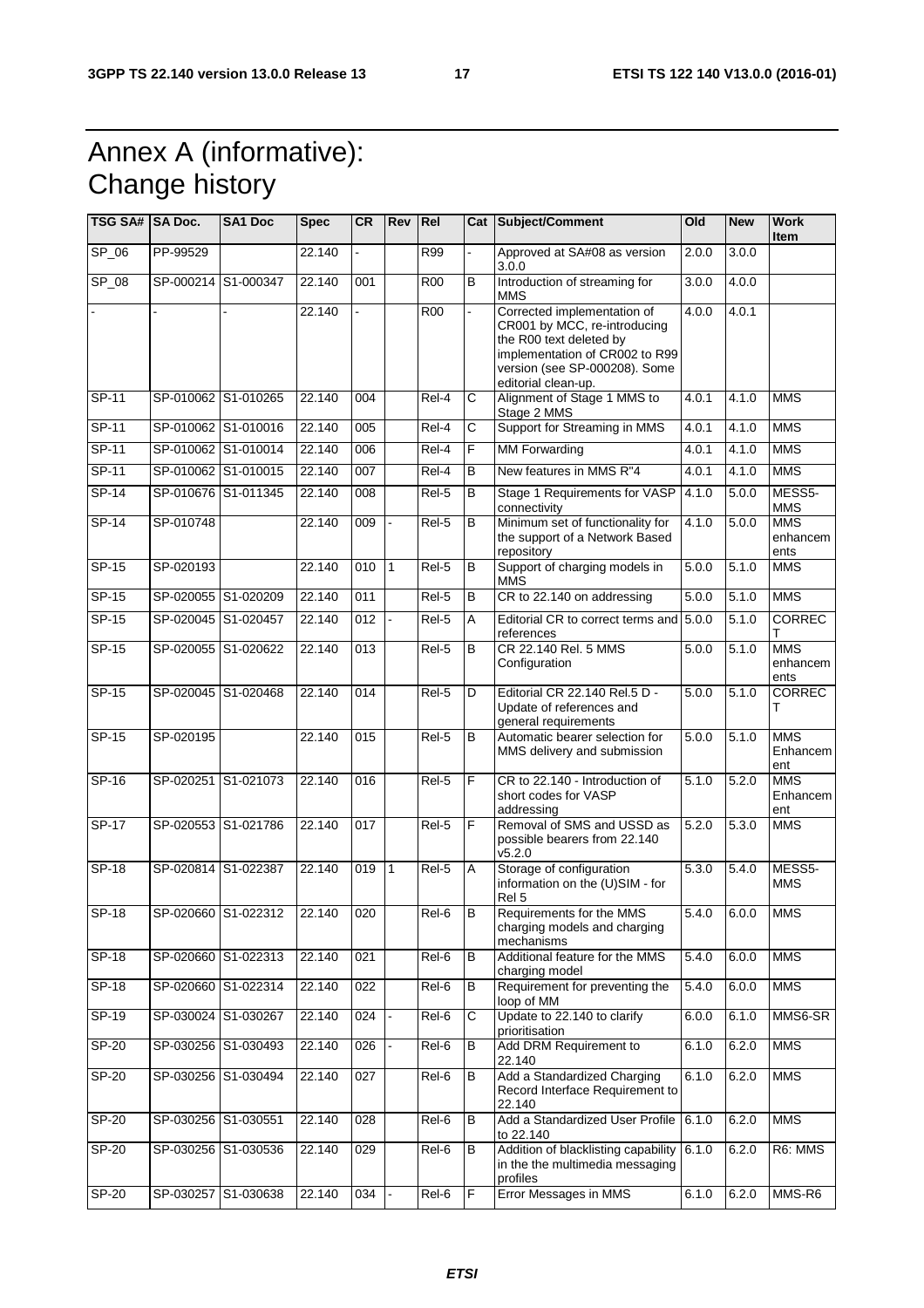# Annex A (informative): Change history

| TSG SA# | SA Doc. | SA1 Doc | Spec | CR | Rev | Rel | Cat | Subject/Comment | Old | New | Work Item |
|---|---|---|---|---|---|---|---|---|---|---|---|
| SP_06 | PP-99529 | | 22.140 | - | | R99 | - | Approved at SA#08 as version 3.0.0 | 2.0.0 | 3.0.0 | |
| SP_08 | SP-000214 | S1-000347 | 22.140 | 001 | | R00 | B | Introduction of streaming for MMS | 3.0.0 | 4.0.0 | |
| - | - | - | 22.140 | - | | R00 | - | Corrected implementation of CR001 by MCC, re-introducing the R00 text deleted by implementation of CR002 to R99 version (see SP-000208). Some editorial clean-up. | 4.0.0 | 4.0.1 | |
| SP-11 | SP-010062 | S1-010265 | 22.140 | 004 | | Rel-4 | C | Alignment of Stage 1 MMS to Stage 2 MMS | 4.0.1 | 4.1.0 | MMS |
| SP-11 | SP-010062 | S1-010016 | 22.140 | 005 | | Rel-4 | C | Support for Streaming in MMS | 4.0.1 | 4.1.0 | MMS |
| SP-11 | SP-010062 | S1-010014 | 22.140 | 006 | | Rel-4 | F | MM Forwarding | 4.0.1 | 4.1.0 | MMS |
| SP-11 | SP-010062 | S1-010015 | 22.140 | 007 | | Rel-4 | B | New features in MMS R"4 | 4.0.1 | 4.1.0 | MMS |
| SP-14 | SP-010676 | S1-011345 | 22.140 | 008 | | Rel-5 | B | Stage 1 Requirements for VASP connectivity | 4.1.0 | 5.0.0 | MESS5-MMS |
| SP-14 | SP-010748 | | 22.140 | 009 | - | Rel-5 | B | Minimum set of functionality for the support of a Network Based repository | 4.1.0 | 5.0.0 | MMS enhancements |
| SP-15 | SP-020193 | | 22.140 | 010 | 1 | Rel-5 | B | Support of charging models in MMS | 5.0.0 | 5.1.0 | MMS |
| SP-15 | SP-020055 | S1-020209 | 22.140 | 011 | | Rel-5 | B | CR to 22.140 on addressing | 5.0.0 | 5.1.0 | MMS |
| SP-15 | SP-020045 | S1-020457 | 22.140 | 012 | - | Rel-5 | A | Editorial CR to correct terms and references | 5.0.0 | 5.1.0 | CORRECT |
| SP-15 | SP-020055 | S1-020622 | 22.140 | 013 | | Rel-5 | B | CR 22.140 Rel. 5 MMS Configuration | 5.0.0 | 5.1.0 | MMS enhancements |
| SP-15 | SP-020045 | S1-020468 | 22.140 | 014 | | Rel-5 | D | Editorial CR 22.140 Rel.5 D - Update of references and general requirements | 5.0.0 | 5.1.0 | CORRECT |
| SP-15 | SP-020195 | | 22.140 | 015 | | Rel-5 | B | Automatic bearer selection for MMS delivery and submission | 5.0.0 | 5.1.0 | MMS Enhancement |
| SP-16 | SP-020251 | S1-021073 | 22.140 | 016 | | Rel-5 | F | CR to 22.140 - Introduction of short codes for VASP addressing | 5.1.0 | 5.2.0 | MMS Enhancement |
| SP-17 | SP-020553 | S1-021786 | 22.140 | 017 | | Rel-5 | F | Removal of SMS and USSD as possible bearers from 22.140 v5.2.0 | 5.2.0 | 5.3.0 | MMS |
| SP-18 | SP-020814 | S1-022387 | 22.140 | 019 | 1 | Rel-5 | A | Storage of configuration information on the (U)SIM - for Rel 5 | 5.3.0 | 5.4.0 | MESS5-MMS |
| SP-18 | SP-020660 | S1-022312 | 22.140 | 020 | | Rel-6 | B | Requirements for the MMS charging models and charging mechanisms | 5.4.0 | 6.0.0 | MMS |
| SP-18 | SP-020660 | S1-022313 | 22.140 | 021 | | Rel-6 | B | Additional feature for the MMS charging model | 5.4.0 | 6.0.0 | MMS |
| SP-18 | SP-020660 | S1-022314 | 22.140 | 022 | | Rel-6 | B | Requirement for preventing the loop of MM | 5.4.0 | 6.0.0 | MMS |
| SP-19 | SP-030024 | S1-030267 | 22.140 | 024 | - | Rel-6 | C | Update to 22.140 to clarify prioritisation | 6.0.0 | 6.1.0 | MMS6-SR |
| SP-20 | SP-030256 | S1-030493 | 22.140 | 026 | - | Rel-6 | B | Add DRM Requirement to 22.140 | 6.1.0 | 6.2.0 | MMS |
| SP-20 | SP-030256 | S1-030494 | 22.140 | 027 | | Rel-6 | B | Add a Standardized Charging Record Interface Requirement to 22.140 | 6.1.0 | 6.2.0 | MMS |
| SP-20 | SP-030256 | S1-030551 | 22.140 | 028 | | Rel-6 | B | Add a Standardized User Profile to 22.140 | 6.1.0 | 6.2.0 | MMS |
| SP-20 | SP-030256 | S1-030536 | 22.140 | 029 | | Rel-6 | B | Addition of blacklisting capability in the multimedia messaging profiles | 6.1.0 | 6.2.0 | R6: MMS |
| SP-20 | SP-030257 | S1-030638 | 22.140 | 034 | - | Rel-6 | F | Error Messages in MMS | 6.1.0 | 6.2.0 | MMS-R6 |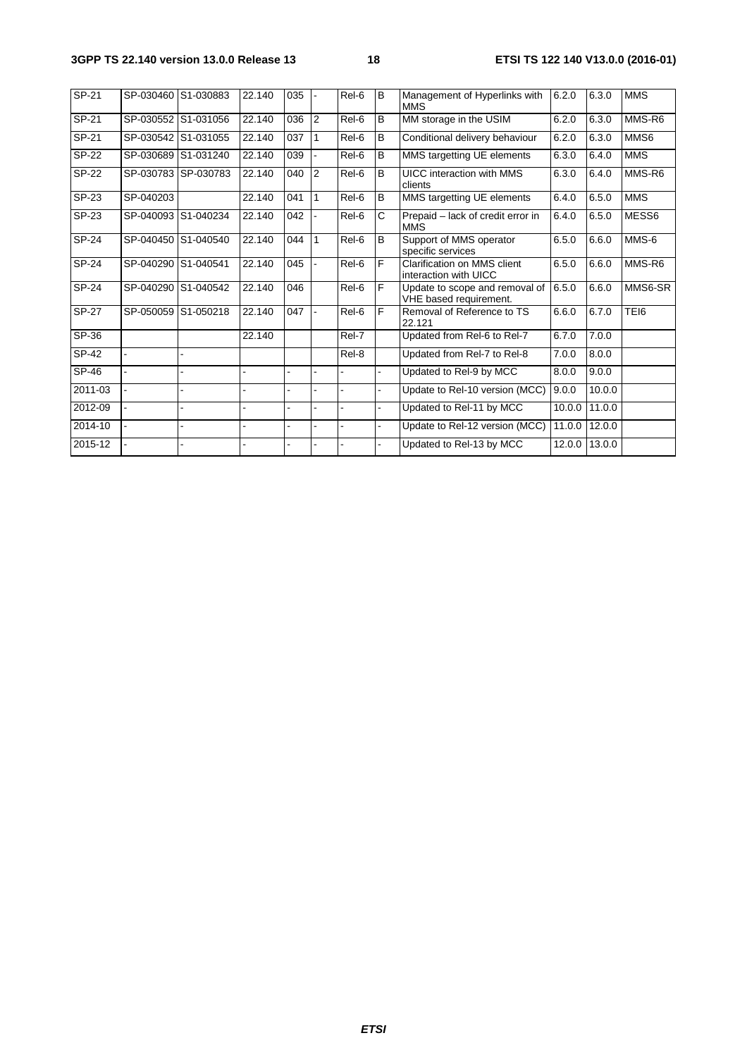| SP-21 | SP-030460 | S1-030883 | 22.140 | 035 | - | Rel-6 | B | Management of Hyperlinks with MMS | 6.2.0 | 6.3.0 | MMS |
|---|---|---|---|---|---|---|---|---|---|---|---|
| SP-21 | SP-030552 | S1-031056 | 22.140 | 036 | 2 | Rel-6 | B | MM storage in the USIM | 6.2.0 | 6.3.0 | MMS-R6 |
| SP-21 | SP-030542 | S1-031055 | 22.140 | 037 | 1 | Rel-6 | B | Conditional delivery behaviour | 6.2.0 | 6.3.0 | MMS6 |
| SP-22 | SP-030689 | S1-031240 | 22.140 | 039 | - | Rel-6 | B | MMS targetting UE elements | 6.3.0 | 6.4.0 | MMS |
| SP-22 | SP-030783 | SP-030783 | 22.140 | 040 | 2 | Rel-6 | B | UICC interaction with MMS clients | 6.3.0 | 6.4.0 | MMS-R6 |
| SP-23 | SP-040203 | | 22.140 | 041 | 1 | Rel-6 | B | MMS targetting UE elements | 6.4.0 | 6.5.0 | MMS |
| SP-23 | SP-040093 | S1-040234 | 22.140 | 042 | - | Rel-6 | C | Prepaid – lack of credit error in MMS | 6.4.0 | 6.5.0 | MESS6 |
| SP-24 | SP-040450 | S1-040540 | 22.140 | 044 | 1 | Rel-6 | B | Support of MMS operator specific services | 6.5.0 | 6.6.0 | MMS-6 |
| SP-24 | SP-040290 | S1-040541 | 22.140 | 045 | - | Rel-6 | F | Clarification on MMS client interaction with UICC | 6.5.0 | 6.6.0 | MMS-R6 |
| SP-24 | SP-040290 | S1-040542 | 22.140 | 046 | | Rel-6 | F | Update to scope and removal of VHE based requirement. | 6.5.0 | 6.6.0 | MMS6-SR |
| SP-27 | SP-050059 | S1-050218 | 22.140 | 047 | - | Rel-6 | F | Removal of Reference to TS 22.121 | 6.6.0 | 6.7.0 | TEI6 |
| SP-36 | | | 22.140 | | | Rel-7 | | Updated from Rel-6 to Rel-7 | 6.7.0 | 7.0.0 | |
| SP-42 | - | - | | | | Rel-8 | | Updated from Rel-7 to Rel-8 | 7.0.0 | 8.0.0 | |
| SP-46 | - | - | - | - | - | - | - | Updated to Rel-9 by MCC | 8.0.0 | 9.0.0 | |
| 2011-03 | - | - | - | - | - | - | - | Update to Rel-10 version (MCC) | 9.0.0 | 10.0.0 | |
| 2012-09 | - | - | - | - | - | - | - | Updated to Rel-11 by MCC | 10.0.0 | 11.0.0 | |
| 2014-10 | - | - | - | - | - | - | - | Update to Rel-12 version (MCC) | 11.0.0 | 12.0.0 | |
| 2015-12 | - | - | - | - | - | - | - | Updated to Rel-13 by MCC | 12.0.0 | 13.0.0 | |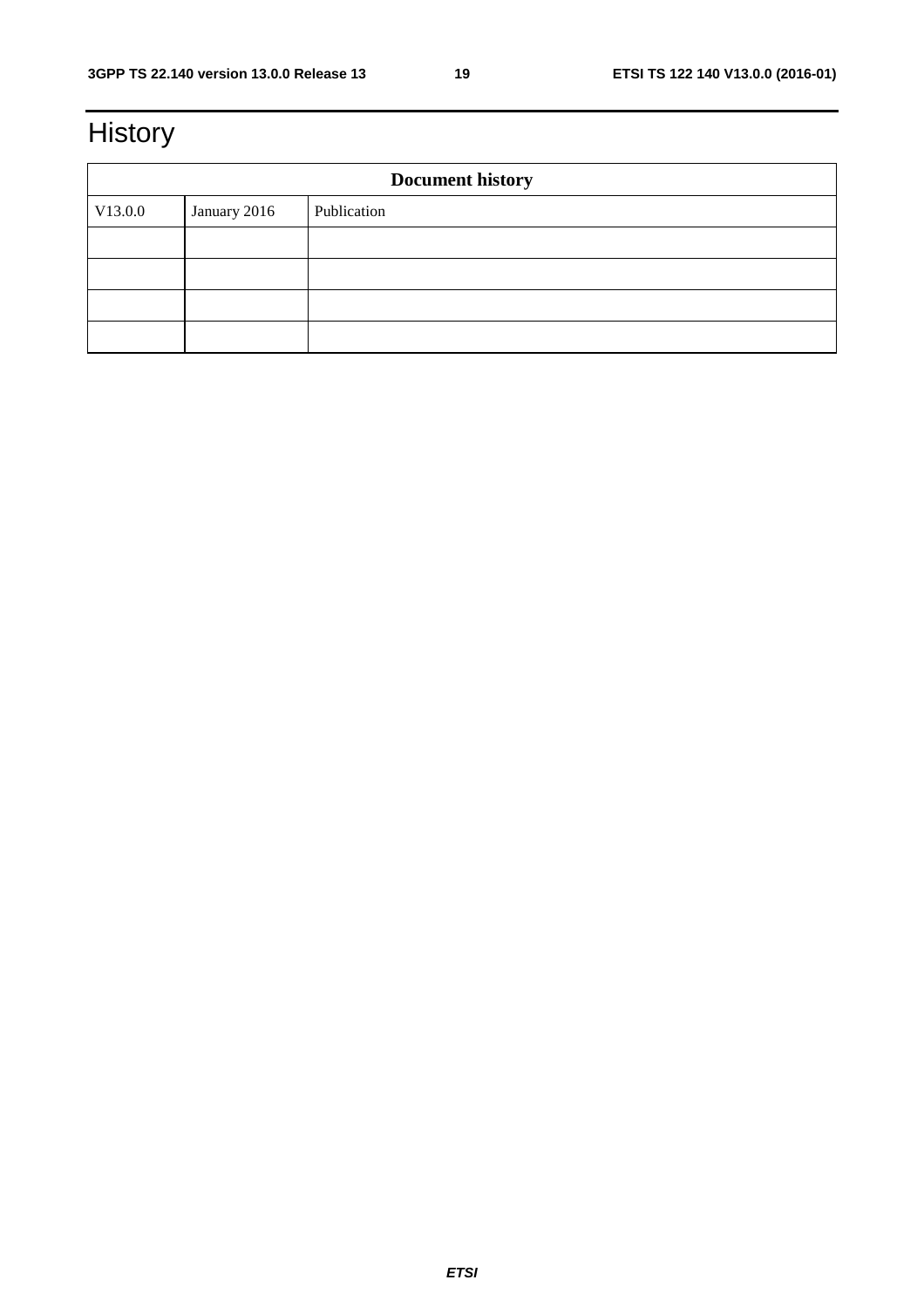# History

| Document history | | |
|---|---|---|
| V13.0.0 | January 2016 | Publication |
| | | |
| | | |
| | | |
| | | |